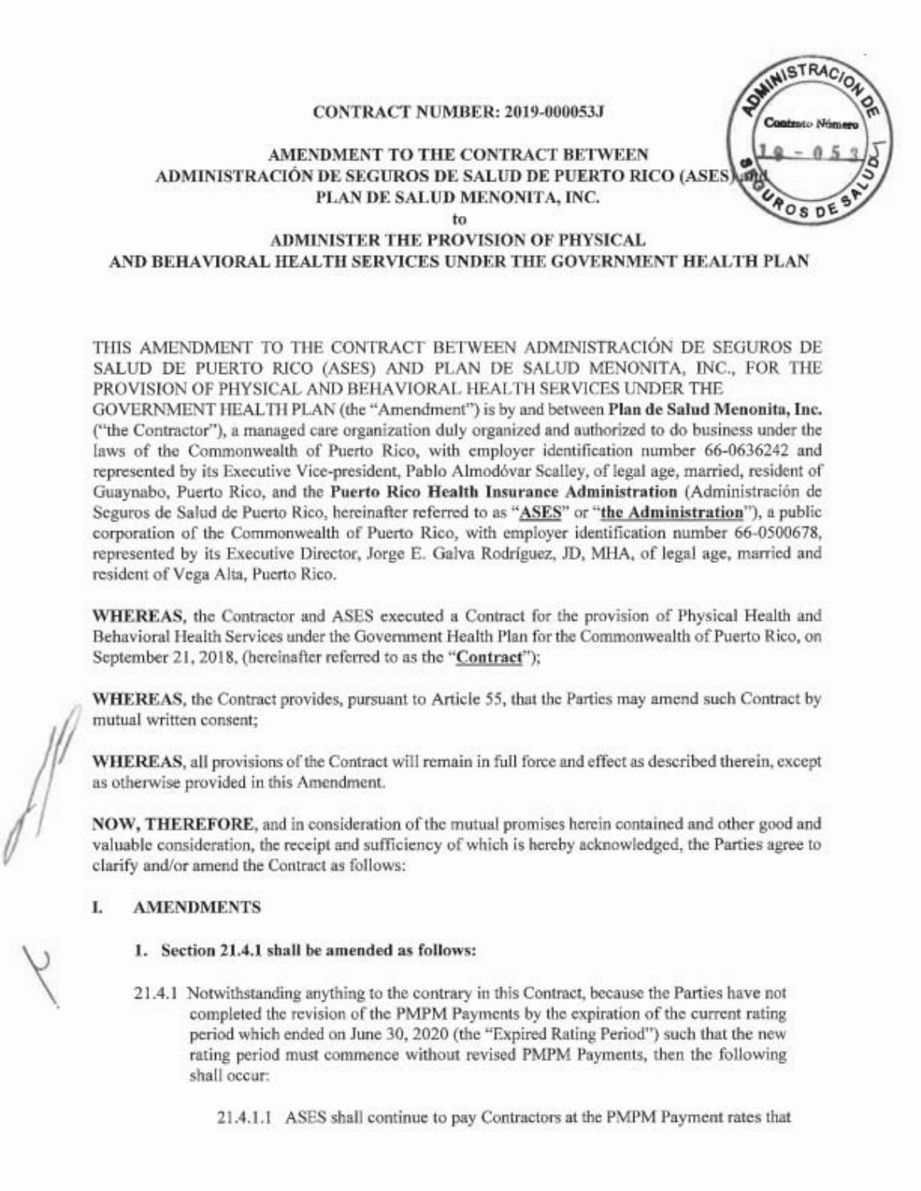**CONTRACT NUMBER: 2019-000053J**

**AMENDMENT TO THE CONTRACT BETWEEN ADMINISTRACIÓN DE SEGUROS DE SALUD DE PUERTO RICO (ASES) and PLAN DE SALUD MENONITA, INC.**

**to**

**ADMINISTER THE PROVISION OF PHYSICAL AND BEHAVIORAL HEALTH SERVICES UNDER THE GOVERNMENT HEALTH PLAN**

THIS AMENDMENT TO THE CONTRACT BETWEEN ADMINISTRACIÓN DE SEGUROS DE SALUD DE PUERTO RICO (ASES) AND PLAN DE SALUD MENONITA, INC., FOR THE PROVISION OF PHYSICAL AND BEHAVIORAL HEALTH SERVICES UNDER THE GOVERNMENT HEALTH PLAN (the "Amendment") is by and between **Plan de Salud Menonita, Inc.** ("the Contractor"), a managed care organization duly organized and authorized to do business under the laws of the Commonwealth of Puerto Rico, with employer identification number 66-0636242 and represented by its Executive Vice-president, Pablo Almodóvar Scalley, of legal age, married, resident of Guaynabo, Puerto Rico, and the **Puerto Rico Health Insurance Administration** (Administración de Seguros de Salud de Puerto Rico, hereinafter referred to as "**ASES**" or "**the Administration**"), a public corporation of the Commonwealth of Puerto Rico, with employer identification number 66-0500678, represented by its Executive Director, Jorge E. Galva Rodríguez, JD, MHA, of legal age, married and resident of Vega Alta, Puerto Rico.

**WHEREAS**, the Contractor and ASES executed a Contract for the provision of Physical Health and Behavioral Health Services under the Government Health Plan for the Commonwealth of Puerto Rico, on September 21, 2018, (hereinafter referred to as the "**Contract**");

**WHEREAS**, the Contract provides, pursuant to Article 55, that the Parties may amend such Contract by mutual written consent;

**WHEREAS**, all provisions of the Contract will remain in full force and effect as described therein, except as otherwise provided in this Amendment.

**NOW, THEREFORE**, and in consideration of the mutual promises herein contained and other good and valuable consideration, the receipt and sufficiency of which is hereby acknowledged, the Parties agree to clarify and/or amend the Contract as follows:

## I. AMENDMENTS

**1. Section 21.4.1 shall be amended as follows:**

21.4.1 Notwithstanding anything to the contrary in this Contract, because the Parties have not completed the revision of the PMPM Payments by the expiration of the current rating period which ended on June 30, 2020 (the "Expired Rating Period") such that the new rating period must commence without revised PMPM Payments, then the following shall occur:

21.4.1.1 ASES shall continue to pay Contractors at the PMPM Payment rates that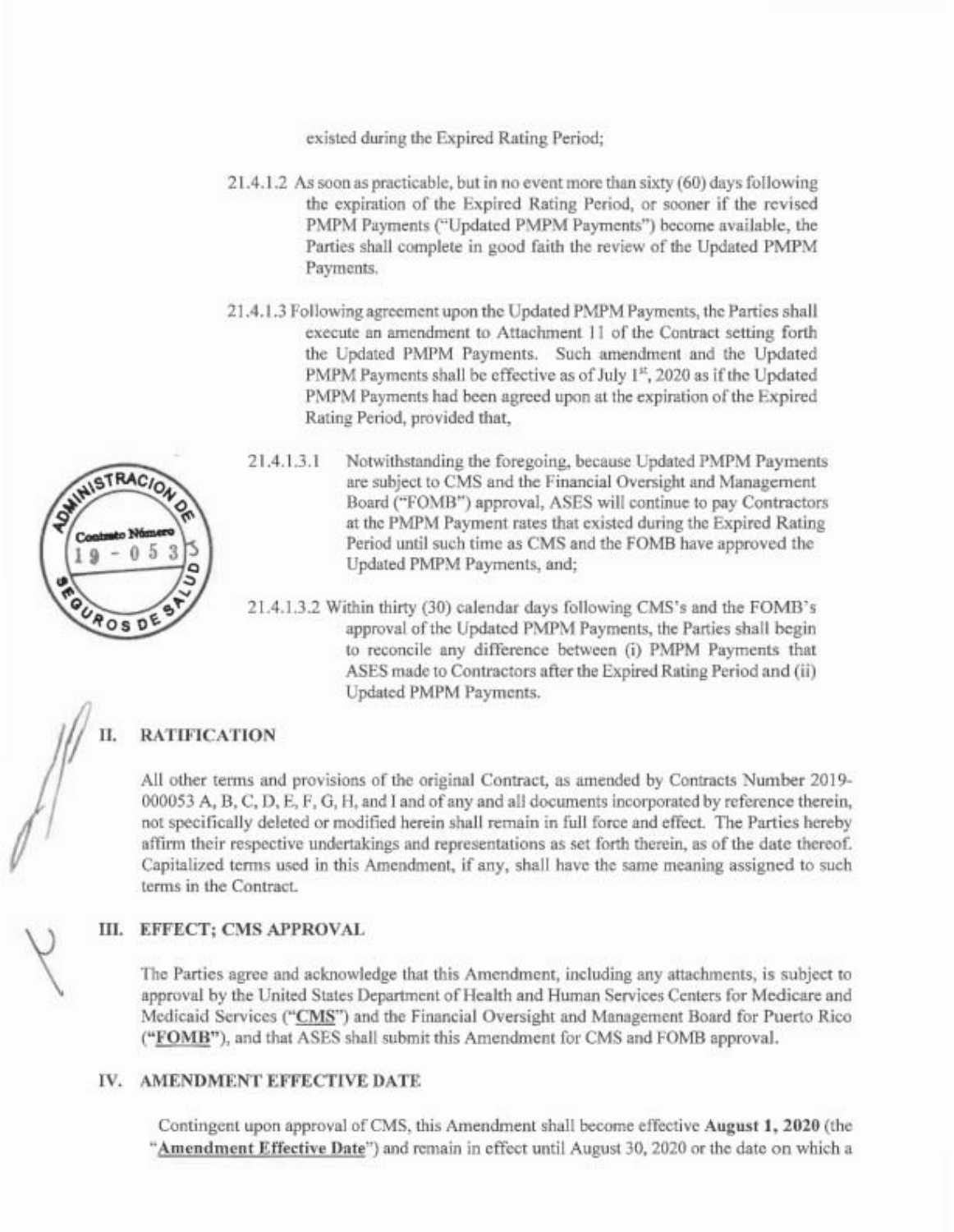existed during the Expired Rating Period;

21.4.1.2 As soon as practicable, but in no event more than sixty (60) days following the expiration of the Expired Rating Period, or sooner if the revised PMPM Payments ("Updated PMPM Payments") become available, the Parties shall complete in good faith the review of the Updated PMPM Payments.

21.4.1.3 Following agreement upon the Updated PMPM Payments, the Parties shall execute an amendment to Attachment 11 of the Contract setting forth the Updated PMPM Payments. Such amendment and the Updated PMPM Payments shall be effective as of July 1st, 2020 as if the Updated PMPM Payments had been agreed upon at the expiration of the Expired Rating Period, provided that,

21.4.1.3.1 Notwithstanding the foregoing, because Updated PMPM Payments are subject to CMS and the Financial Oversight and Management Board ("FOMB") approval, ASES will continue to pay Contractors at the PMPM Payment rates that existed during the Expired Rating Period until such time as CMS and the FOMB have approved the Updated PMPM Payments, and;

21.4.1.3.2 Within thirty (30) calendar days following CMS's and the FOMB's approval of the Updated PMPM Payments, the Parties shall begin to reconcile any difference between (i) PMPM Payments that ASES made to Contractors after the Expired Rating Period and (ii) Updated PMPM Payments.

## II. RATIFICATION

All other terms and provisions of the original Contract, as amended by Contracts Number 2019-000053 A, B, C, D, E, F, G, H, and I and of any and all documents incorporated by reference therein, not specifically deleted or modified herein shall remain in full force and effect. The Parties hereby affirm their respective undertakings and representations as set forth therein, as of the date thereof. Capitalized terms used in this Amendment, if any, shall have the same meaning assigned to such terms in the Contract.

## III. EFFECT; CMS APPROVAL

The Parties agree and acknowledge that this Amendment, including any attachments, is subject to approval by the United States Department of Health and Human Services Centers for Medicare and Medicaid Services ("**CMS**") and the Financial Oversight and Management Board for Puerto Rico ("**FOMB**"), and that ASES shall submit this Amendment for CMS and FOMB approval.

## IV. AMENDMENT EFFECTIVE DATE

Contingent upon approval of CMS, this Amendment shall become effective **August 1, 2020** (the "**Amendment Effective Date**") and remain in effect until August 30, 2020 or the date on which a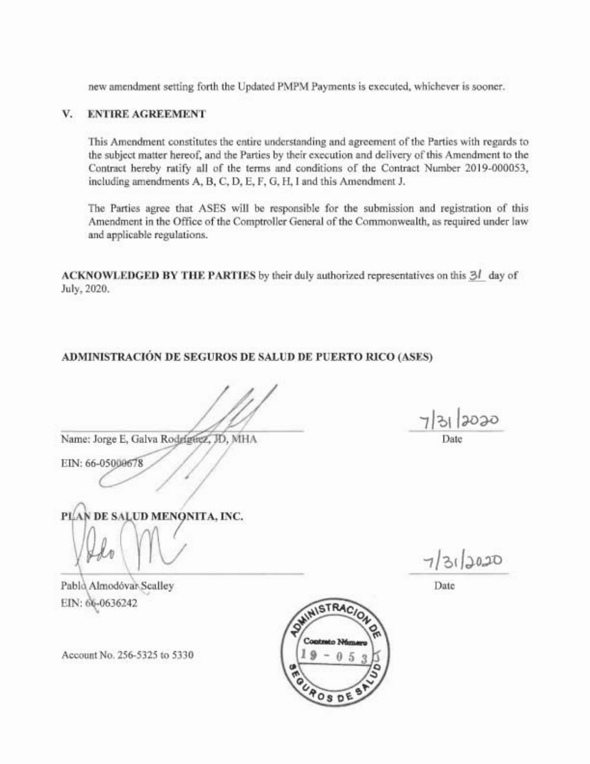new amendment setting forth the Updated PMPM Payments is executed, whichever is sooner.

## V. ENTIRE AGREEMENT

This Amendment constitutes the entire understanding and agreement of the Parties with regards to the subject matter hereof, and the Parties by their execution and delivery of this Amendment to the Contract hereby ratify all of the terms and conditions of the Contract Number 2019-000053, including amendments A, B, C, D, E, F, G, H, I and this Amendment J.

The Parties agree that ASES will be responsible for the submission and registration of this Amendment in the Office of the Comptroller General of the Commonwealth, as required under law and applicable regulations.

**ACKNOWLEDGED BY THE PARTIES** by their duly authorized representatives on this 31 day of July, 2020.

**ADMINISTRACIÓN DE SEGUROS DE SALUD DE PUERTO RICO (ASES)**

Name: Jorge E, Galva Rodríguez, JD, MHA

EIN: 66-0500678

7/31/2020

Date

**PLAN DE SALUD MENONITA, INC.**

Pablo Almodóvar Scalley

EIN: 66-0636242

7/31/2020

Date

Account No. 256-5325 to 5330

ADMINISTRACIÓN DE SEGUROS DE SALUD

Contrato Número

19 - 053